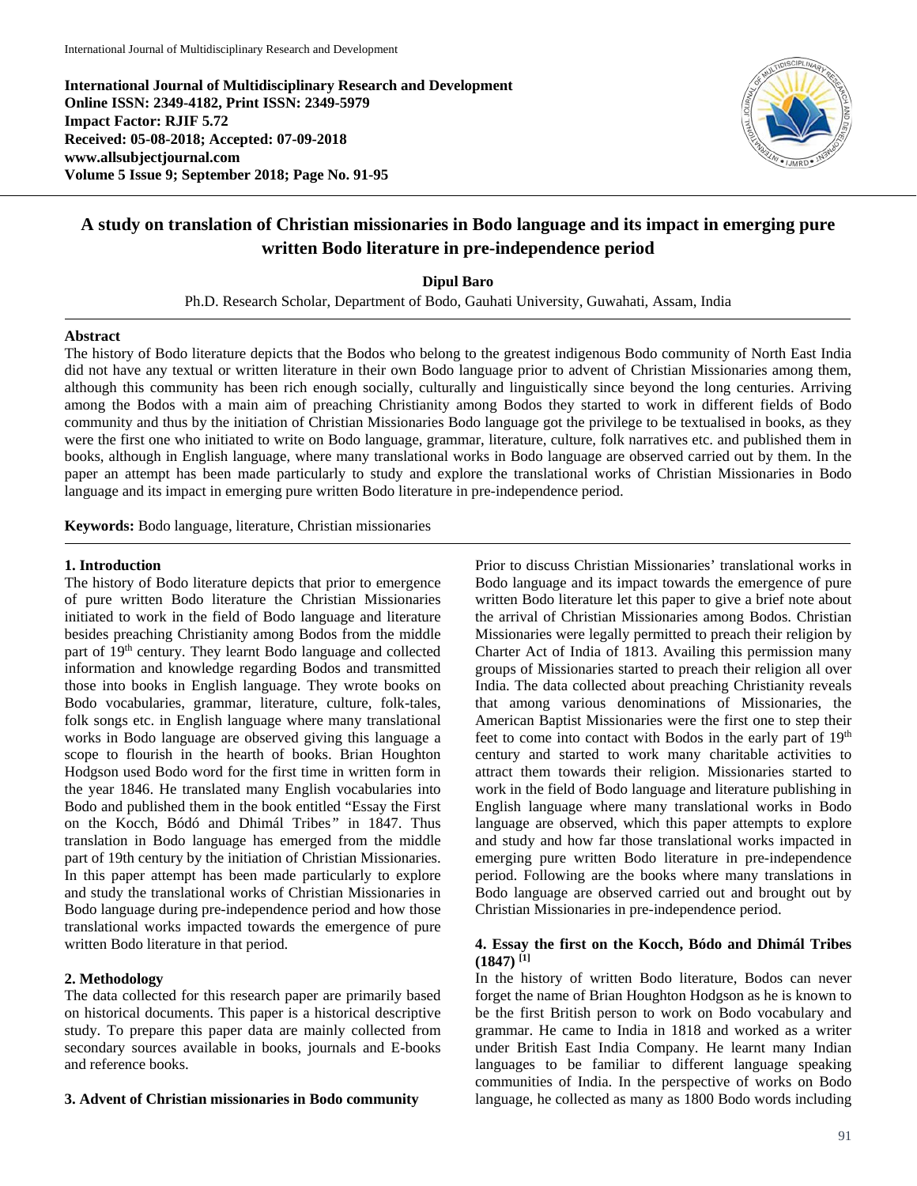International Journal of Multidisciplinary Research and Development
Online ISSN: 2349-4182, Print ISSN: 2349-5979
Impact Factor: RJIF 5.72
Received: 05-08-2018; Accepted: 07-09-2018
www.allsubjectjournal.com
Volume 5 Issue 9; September 2018; Page No. 91-95

# A study on translation of Christian missionaries in Bodo language and its impact in emerging pure written Bodo literature in pre-independence period

**Dipul Baro**

Ph.D. Research Scholar, Department of Bodo, Gauhati University, Guwahati, Assam, India

## Abstract

The history of Bodo literature depicts that the Bodos who belong to the greatest indigenous Bodo community of North East India did not have any textual or written literature in their own Bodo language prior to advent of Christian Missionaries among them, although this community has been rich enough socially, culturally and linguistically since beyond the long centuries. Arriving among the Bodos with a main aim of preaching Christianity among Bodos they started to work in different fields of Bodo community and thus by the initiation of Christian Missionaries Bodo language got the privilege to be textualised in books, as they were the first one who initiated to write on Bodo language, grammar, literature, culture, folk narratives etc. and published them in books, although in English language, where many translational works in Bodo language are observed carried out by them. In the paper an attempt has been made particularly to study and explore the translational works of Christian Missionaries in Bodo language and its impact in emerging pure written Bodo literature in pre-independence period.

**Keywords:** Bodo language, literature, Christian missionaries

## 1. Introduction

The history of Bodo literature depicts that prior to emergence of pure written Bodo literature the Christian Missionaries initiated to work in the field of Bodo language and literature besides preaching Christianity among Bodos from the middle part of 19th century. They learnt Bodo language and collected information and knowledge regarding Bodos and transmitted those into books in English language. They wrote books on Bodo vocabularies, grammar, literature, culture, folk-tales, folk songs etc. in English language where many translational works in Bodo language are observed giving this language a scope to flourish in the hearth of books. Brian Houghton Hodgson used Bodo word for the first time in written form in the year 1846. He translated many English vocabularies into Bodo and published them in the book entitled "Essay the First on the Kocch, Bódó and Dhimál Tribes" in 1847. Thus translation in Bodo language has emerged from the middle part of 19th century by the initiation of Christian Missionaries. In this paper attempt has been made particularly to explore and study the translational works of Christian Missionaries in Bodo language during pre-independence period and how those translational works impacted towards the emergence of pure written Bodo literature in that period.

## 2. Methodology

The data collected for this research paper are primarily based on historical documents. This paper is a historical descriptive study. To prepare this paper data are mainly collected from secondary sources available in books, journals and E-books and reference books.

## 3. Advent of Christian missionaries in Bodo community

Prior to discuss Christian Missionaries' translational works in Bodo language and its impact towards the emergence of pure written Bodo literature let this paper to give a brief note about the arrival of Christian Missionaries among Bodos. Christian Missionaries were legally permitted to preach their religion by Charter Act of India of 1813. Availing this permission many groups of Missionaries started to preach their religion all over India. The data collected about preaching Christianity reveals that among various denominations of Missionaries, the American Baptist Missionaries were the first one to step their feet to come into contact with Bodos in the early part of 19th century and started to work many charitable activities to attract them towards their religion. Missionaries started to work in the field of Bodo language and literature publishing in English language where many translational works in Bodo language are observed, which this paper attempts to explore and study and how far those translational works impacted in emerging pure written Bodo literature in pre-independence period. Following are the books where many translations in Bodo language are observed carried out and brought out by Christian Missionaries in pre-independence period.

## 4. Essay the first on the Kocch, Bódo and Dhimál Tribes (1847) [1]

In the history of written Bodo literature, Bodos can never forget the name of Brian Houghton Hodgson as he is known to be the first British person to work on Bodo vocabulary and grammar. He came to India in 1818 and worked as a writer under British East India Company. He learnt many Indian languages to be familiar to different language speaking communities of India. In the perspective of works on Bodo language, he collected as many as 1800 Bodo words including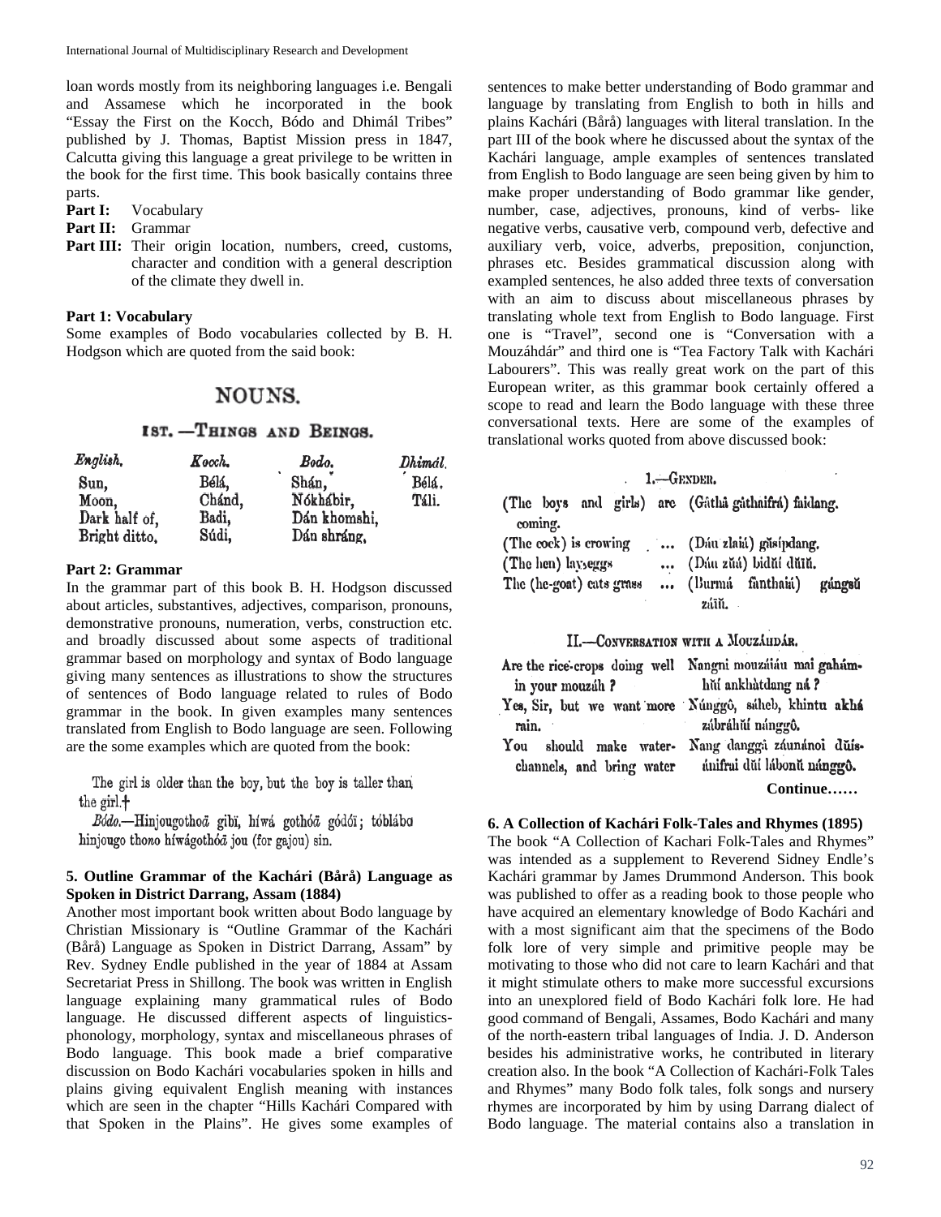loan words mostly from its neighboring languages i.e. Bengali and Assamese which he incorporated in the book "Essay the First on the Kocch, Bódo and Dhimál Tribes" published by J. Thomas, Baptist Mission press in 1847, Calcutta giving this language a great privilege to be written in the book for the first time. This book basically contains three parts.

**Part I:** Vocabulary

**Part II:** Grammar

**Part III:** Their origin location, numbers, creed, customs, character and condition with a general description of the climate they dwell in.

**Part 1: Vocabulary**

Some examples of Bodo vocabularies collected by B. H. Hodgson which are quoted from the said book:

## NOUNS.

### 1ST. —THINGS AND BEINGS.

| *English.* | *Kocch.* | *Bodo.* | *Dhimál.* |
|---|---|---|---|
| Sun, | Bélá, | Shán, | Bélá. |
| Moon, | Chánd, | Nókhábir, | Táli. |
| Dark half of, | Badi, | Dán khomshi, | |
| Bright ditto, | Súdi, | Dán shráng, | |

**Part 2: Grammar**

In the grammar part of this book B. H. Hodgson discussed about articles, substantives, adjectives, comparison, pronouns, demonstrative pronouns, numeration, verbs, construction etc. and broadly discussed about some aspects of traditional grammar based on morphology and syntax of Bodo language giving many sentences as illustrations to show the structures of sentences of Bodo language related to rules of Bodo grammar in the book. In given examples many sentences translated from English to Bodo language are seen. Following are the some examples which are quoted from the book:

The girl is older than the boy, but the boy is taller than the girl.†

*Bódo.*—Hinjougothoā gibï, híwá gothóā gódóï; tóblábo hinjougo thono híwágothóā jou (for gajou) sin.

**5. Outline Grammar of the Kachári (Bårå) Language as Spoken in District Darrang, Assam (1884)**

Another most important book written about Bodo language by Christian Missionary is "Outline Grammar of the Kachári (Bårå) Language as Spoken in District Darrang, Assam" by Rev. Sydney Endle published in the year of 1884 at Assam Secretariat Press in Shillong. The book was written in English language explaining many grammatical rules of Bodo language. He discussed different aspects of linguistics-phonology, morphology, syntax and miscellaneous phrases of Bodo language. This book made a brief comparative discussion on Bodo Kachári vocabularies spoken in hills and plains giving equivalent English meaning with instances which are seen in the chapter "Hills Kachári Compared with that Spoken in the Plains". He gives some examples of sentences to make better understanding of Bodo grammar and language by translating from English to both in hills and plains Kachári (Bårå) languages with literal translation. In the part III of the book where he discussed about the syntax of the Kachári language, ample examples of sentences translated from English to Bodo language are seen being given by him to make proper understanding of Bodo grammar like gender, number, case, adjectives, pronouns, kind of verbs- like negative verbs, causative verb, compound verb, defective and auxiliary verb, voice, adverbs, preposition, conjunction, phrases etc. Besides grammatical discussion along with exampled sentences, he also added three texts of conversation with an aim to discuss about miscellaneous phrases by translating whole text from English to Bodo language. First one is "Travel", second one is "Conversation with a Mouzáhdár" and third one is "Tea Factory Talk with Kachári Labourers". This was really great work on the part of this European writer, as this grammar book certainly offered a scope to read and learn the Bodo language with these three conversational texts. Here are some of the examples of translational works quoted from above discussed book:

1.—GENDER.

| | |
|---|---|
| (The boys and girls) are coming. | (Gâthâ gâthaifrá) faidang. |
| (The cock) is crowing ... | (Dáu zlaiá) gŭsipdang. |
| (The hen) lays eggs ... | (Dáu zŭá) bidŭi dŭiŭ. |
| The (he-goat) eats grass ... | (Burmá fánthaiá) gángsŭ záiŭ. |

II.—CONVERSATION WITH A MOUZÁHDÁR.

| | |
|---|---|
| Are the rice-crops doing well in your mouzáh? | Nangni mouzáiáu mai gahám-hŭi ankhâtdang ná? |
| Yes, Sir, but we want more rain. | Núnggô, sáheb, khintu akhá zábráhŭi nánggô. |
| You should make water-channels, and bring water | Nang danggâ záunánoi dŭis-ánifrai dŭi lábonŭ nánggô. |

**Continue……**

**6. A Collection of Kachári Folk-Tales and Rhymes (1895)**

The book "A Collection of Kachari Folk-Tales and Rhymes" was intended as a supplement to Reverend Sidney Endle's Kachári grammar by James Drummond Anderson. This book was published to offer as a reading book to those people who have acquired an elementary knowledge of Bodo Kachári and with a most significant aim that the specimens of the Bodo folk lore of very simple and primitive people may be motivating to those who did not care to learn Kachári and that it might stimulate others to make more successful excursions into an unexplored field of Bodo Kachári folk lore. He had good command of Bengali, Assames, Bodo Kachári and many of the north-eastern tribal languages of India. J. D. Anderson besides his administrative works, he contributed in literary creation also. In the book "A Collection of Kachári-Folk Tales and Rhymes" many Bodo folk tales, folk songs and nursery rhymes are incorporated by him by using Darrang dialect of Bodo language. The material contains also a translation in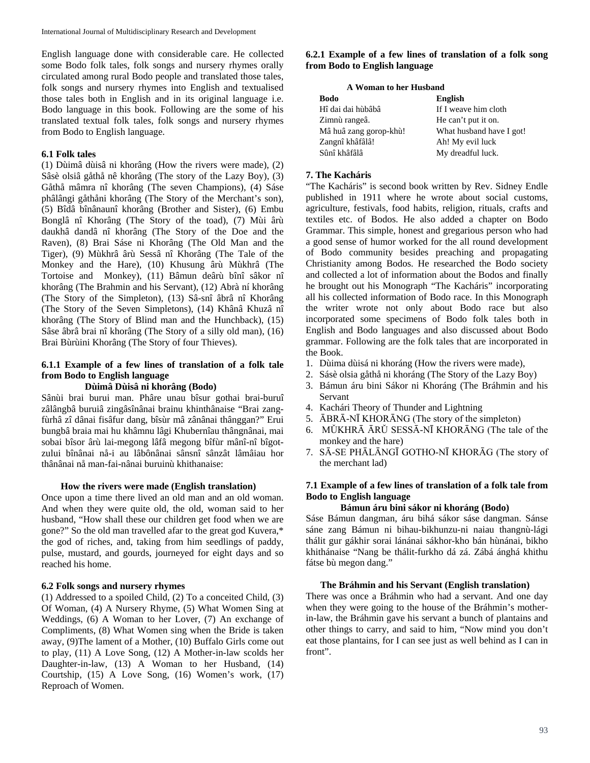English language done with considerable care. He collected some Bodo folk tales, folk songs and nursery rhymes orally circulated among rural Bodo people and translated those tales, folk songs and nursery rhymes into English and textualised those tales both in English and in its original language i.e. Bodo language in this book. Following are the some of his translated textual folk tales, folk songs and nursery rhymes from Bodo to English language.

### 6.1 Folk tales

(1) Dùimâ dùisâ ni khorâng (How the rivers were made), (2) Sâsè olsiâ gåthå nê khorâng (The story of the Lazy Boy), (3) Gåthå mâmra nî khorâng (The seven Champions), (4) Sáse phâlângi gåthåni khorâng (The Story of the Merchant's son), (5) Bîdâ bînânaunî khorâng (Brother and Sister), (6) Embu Bonglâ nî Khorâng (The Story of the toad), (7) Mùi ârù daukhâ dandâ nî khorâng (The Story of the Doe and the Raven), (8) Brai Sáse ni Khorâng (The Old Man and the Tiger), (9) Mùkhrâ ârù Sessâ nî Khorâng (The Tale of the Monkey and the Hare), (10) Khusung ârù Mùkhrâ (The Tortoise and Monkey), (11) Bâmun deârù bînî sâkor nî khorâng (The Brahmin and his Servant), (12) Abrà ní khorâng (The Story of the Simpleton), (13) Sâ-snî âbrâ nî Khorâng (The Story of the Seven Simpletons), (14) Khânâ Khuzâ nî khorâng (The Story of Blind man and the Hunchback), (15) Sâse âbrâ brai nî khorâng (The Story of a silly old man), (16) Brai Bùrùini Khorâng (The Story of four Thieves).

#### 6.1.1 Example of a few lines of translation of a folk tale from Bodo to English language

**Dùimâ Dùisâ ni khorâng (Bodo)**

Sânùi brai burui man. Phâre unau bîsur gothai brai-buruî zâlângbâ buruiâ zingâsînânai brainu khinthânaise "Brai zang-fùrhâ zî dânai fisâfur dang, bîsùr mâ zânânai thânggan?" Erui bungbâ braia mai hu khâmnu lâgi Khubernîau thângnânai, mai sobai bîsor ârù lai-megong lâfâ megong bîfùr mânî-nî bîgot-zului bînânai nå-i au lâbônânai sânsnî sânzât lâmâiau hor thânânai nå man-fai-nânai buruinù khithanaise:

**How the rivers were made (English translation)**

Once upon a time there lived an old man and an old woman. And when they were quite old, the old, woman said to her husband, "How shall these our children get food when we are gone?" So the old man travelled afar to the great god Kuvera,* the god of riches, and, taking from him seedlings of paddy, pulse, mustard, and gourds, journeyed for eight days and so reached his home.

### 6.2 Folk songs and nursery rhymes

(1) Addressed to a spoiled Child, (2) To a conceited Child, (3) Of Woman, (4) A Nursery Rhyme, (5) What Women Sing at Weddings, (6) A Woman to her Lover, (7) An exchange of Compliments, (8) What Women sing when the Bride is taken away, (9)The lament of a Mother, (10) Buffalo Girls come out to play, (11) A Love Song, (12) A Mother-in-law scolds her Daughter-in-law, (13) A Woman to her Husband, (14) Courtship, (15) A Love Song, (16) Women's work, (17) Reproach of Women.

#### 6.2.1 Example of a few lines of translation of a folk song from Bodo to English language

**A Woman to her Husband**

| Bodo | English |
|---|---|
| Hî dai dai hùbâbâ | If I weave him cloth |
| Zimnù rangeâ. | He can't put it on. |
| Mâ huâ zang gorop-khù! | What husband have I got! |
| Zangnî khâfâlâ! | Ah! My evil luck |
| Sûnî khâfâlâ | My dreadful luck. |

## 7. The Kacháris

"The Kacháris" is second book written by Rev. Sidney Endle published in 1911 where he wrote about social customs, agriculture, festivals, food habits, religion, rituals, crafts and textiles etc. of Bodos. He also added a chapter on Bodo Grammar. This simple, honest and gregarious person who had a good sense of humor worked for the all round development of Bodo community besides preaching and propagating Christianity among Bodos. He researched the Bodo society and collected a lot of information about the Bodos and finally he brought out his Monograph "The Kacháris" incorporating all his collected information of Bodo race. In this Monograph the writer wrote not only about Bodo race but also incorporated some specimens of Bodo folk tales both in English and Bodo languages and also discussed about Bodo grammar. Following are the folk tales that are incorporated in the Book.

1. Dùima dùisá ni khoráng (How the rivers were made),
2. Sásè olsia gåthå ni khoráng (The Story of the Lazy Boy)
3. Bámun áru bini Sákor ni Khoráng (The Bráhmin and his Servant
4. Kachári Theory of Thunder and Lightning
5. ĀBRĀ-NĪ KHORĀNG (The story of the simpleton)
6. MŬKHRĀ ĀRŬ SESSĀ-NĪ KHORĀNG (The tale of the monkey and the hare)
7. SĀ-SE PHĀLĀNGĪ GOTHO-NĪ KHORĀG (The story of the merchant lad)

### 7.1 Example of a few lines of translation of a folk tale from Bodo to English language

**Bámun áru bini sákor ni khoráng (Bodo)**

Sáse Bámun dangman, áru bihá sákor sáse dangman. Sánse sáne zang Bámun ni bihau-bikhunzu-ni naiau thangnù-lági thálit gur gákhir sorai lánánai sákhor-kho bán hùnánai, bikho khithánaise "Nang be thálit-furkho dá zá. Zábá ánghá khithu fátse bù megon dang."

**The Bráhmin and his Servant (English translation)**

There was once a Bráhmin who had a servant. And one day when they were going to the house of the Bráhmin's mother-in-law, the Bráhmin gave his servant a bunch of plantains and other things to carry, and said to him, "Now mind you don't eat those plantains, for I can see just as well behind as I can in front".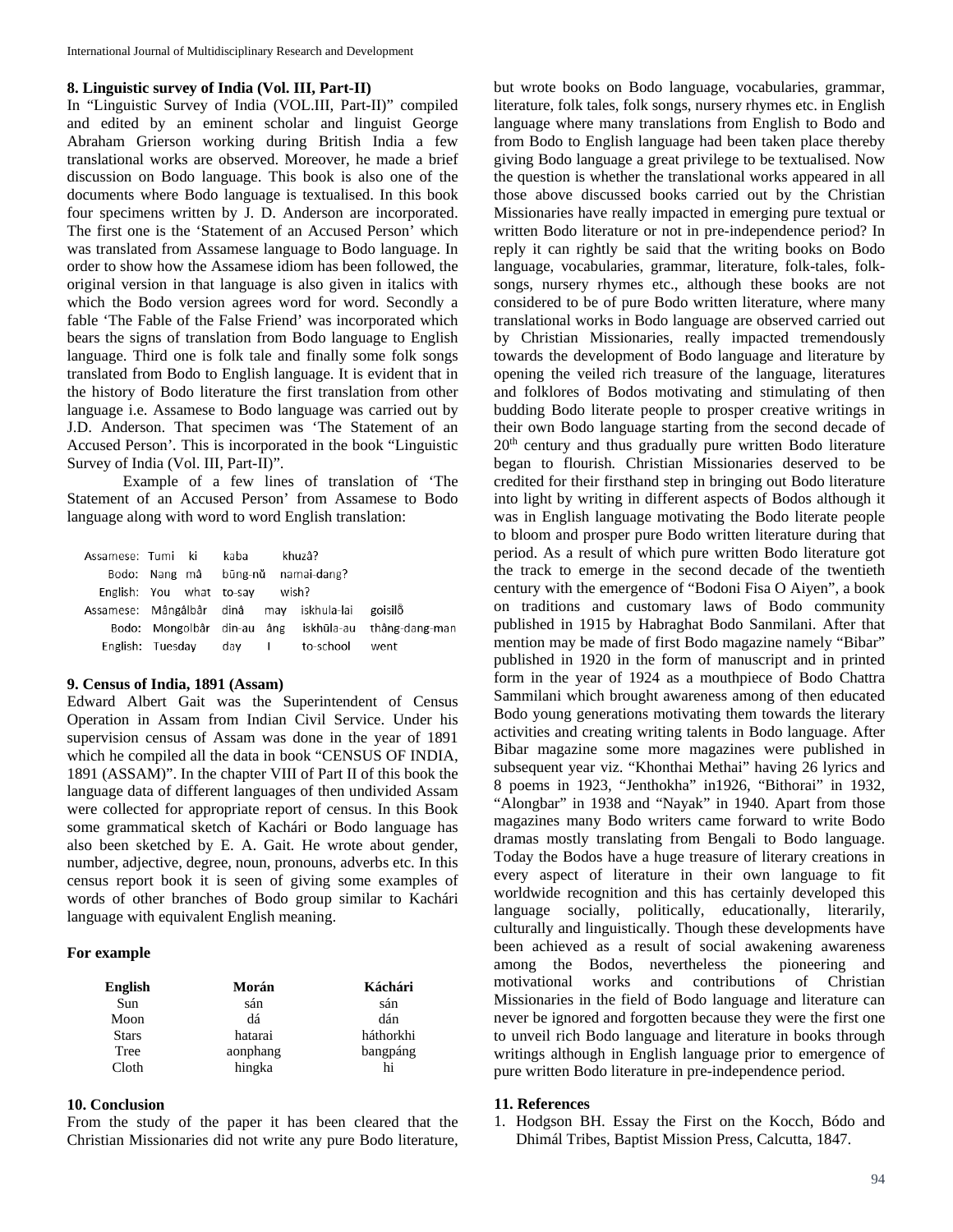## 8. Linguistic survey of India (Vol. III, Part-II)

In "Linguistic Survey of India (VOL.III, Part-II)" compiled and edited by an eminent scholar and linguist George Abraham Grierson working during British India a few translational works are observed. Moreover, he made a brief discussion on Bodo language. This book is also one of the documents where Bodo language is textualised. In this book four specimens written by J. D. Anderson are incorporated. The first one is the 'Statement of an Accused Person' which was translated from Assamese language to Bodo language. In order to show how the Assamese idiom has been followed, the original version in that language is also given in italics with which the Bodo version agrees word for word. Secondly a fable 'The Fable of the False Friend' was incorporated which bears the signs of translation from Bodo language to English language. Third one is folk tale and finally some folk songs translated from Bodo to English language. It is evident that in the history of Bodo literature the first translation from other language i.e. Assamese to Bodo language was carried out by J.D. Anderson. That specimen was 'The Statement of an Accused Person'. This is incorporated in the book "Linguistic Survey of India (Vol. III, Part-II)".

Example of a few lines of translation of 'The Statement of an Accused Person' from Assamese to Bodo language along with word to word English translation:

| | | | | | |
|---|---|---|---|---|---|
| Assamese: | Tumi | ki | kaba | khuzâ? | |
| Bodo: | Nang | mâ | bũng-nŭ | namai-dang? | |
| English: | You | what | to-say | wish? | |
| Assamese: | Mângâlbâr | dinâ | may | iskhula-lai | goisilõ |
| Bodo: | Mongolbâr | din-au | âng | iskhūla-au | thâng-dang-man |
| English: | Tuesday | day | I | to-school | went |

## 9. Census of India, 1891 (Assam)

Edward Albert Gait was the Superintendent of Census Operation in Assam from Indian Civil Service. Under his supervision census of Assam was done in the year of 1891 which he compiled all the data in book "CENSUS OF INDIA, 1891 (ASSAM)". In the chapter VIII of Part II of this book the language data of different languages of then undivided Assam were collected for appropriate report of census. In this Book some grammatical sketch of Kachári or Bodo language has also been sketched by E. A. Gait. He wrote about gender, number, adjective, degree, noun, pronouns, adverbs etc. In this census report book it is seen of giving some examples of words of other branches of Bodo group similar to Kachári language with equivalent English meaning.

**For example**

| English | Morán | Káchári |
|---|---|---|
| Sun | sán | sán |
| Moon | dá | dán |
| Stars | hatarai | háthorkhi |
| Tree | aonphang | bangpáng |
| Cloth | hingka | hi |

## 10. Conclusion

From the study of the paper it has been cleared that the Christian Missionaries did not write any pure Bodo literature, but wrote books on Bodo language, vocabularies, grammar, literature, folk tales, folk songs, nursery rhymes etc. in English language where many translations from English to Bodo and from Bodo to English language had been taken place thereby giving Bodo language a great privilege to be textualised. Now the question is whether the translational works appeared in all those above discussed books carried out by the Christian Missionaries have really impacted in emerging pure textual or written Bodo literature or not in pre-independence period? In reply it can rightly be said that the writing books on Bodo language, vocabularies, grammar, literature, folk-tales, folk-songs, nursery rhymes etc., although these books are not considered to be of pure Bodo written literature, where many translational works in Bodo language are observed carried out by Christian Missionaries, really impacted tremendously towards the development of Bodo language and literature by opening the veiled rich treasure of the language, literatures and folklores of Bodos motivating and stimulating of then budding Bodo literate people to prosper creative writings in their own Bodo language starting from the second decade of 20th century and thus gradually pure written Bodo literature began to flourish. Christian Missionaries deserved to be credited for their firsthand step in bringing out Bodo literature into light by writing in different aspects of Bodos although it was in English language motivating the Bodo literate people to bloom and prosper pure Bodo written literature during that period. As a result of which pure written Bodo literature got the track to emerge in the second decade of the twentieth century with the emergence of "Bodoni Fisa O Aiyen", a book on traditions and customary laws of Bodo community published in 1915 by Habraghat Bodo Sanmilani. After that mention may be made of first Bodo magazine namely "Bibar" published in 1920 in the form of manuscript and in printed form in the year of 1924 as a mouthpiece of Bodo Chattra Sammilani which brought awareness among of then educated Bodo young generations motivating them towards the literary activities and creating writing talents in Bodo language. After Bibar magazine some more magazines were published in subsequent year viz. "Khonthai Methai" having 26 lyrics and 8 poems in 1923, "Jenthokha" in1926, "Bithorai" in 1932, "Alongbar" in 1938 and "Nayak" in 1940. Apart from those magazines many Bodo writers came forward to write Bodo dramas mostly translating from Bengali to Bodo language. Today the Bodos have a huge treasure of literary creations in every aspect of literature in their own language to fit worldwide recognition and this has certainly developed this language socially, politically, educationally, literarily, culturally and linguistically. Though these developments have been achieved as a result of social awakening awareness among the Bodos, nevertheless the pioneering and motivational works and contributions of Christian Missionaries in the field of Bodo language and literature can never be ignored and forgotten because they were the first one to unveil rich Bodo language and literature in books through writings although in English language prior to emergence of pure written Bodo literature in pre-independence period.

## 11. References

1. Hodgson BH. Essay the First on the Kocch, Bódo and Dhimál Tribes, Baptist Mission Press, Calcutta, 1847.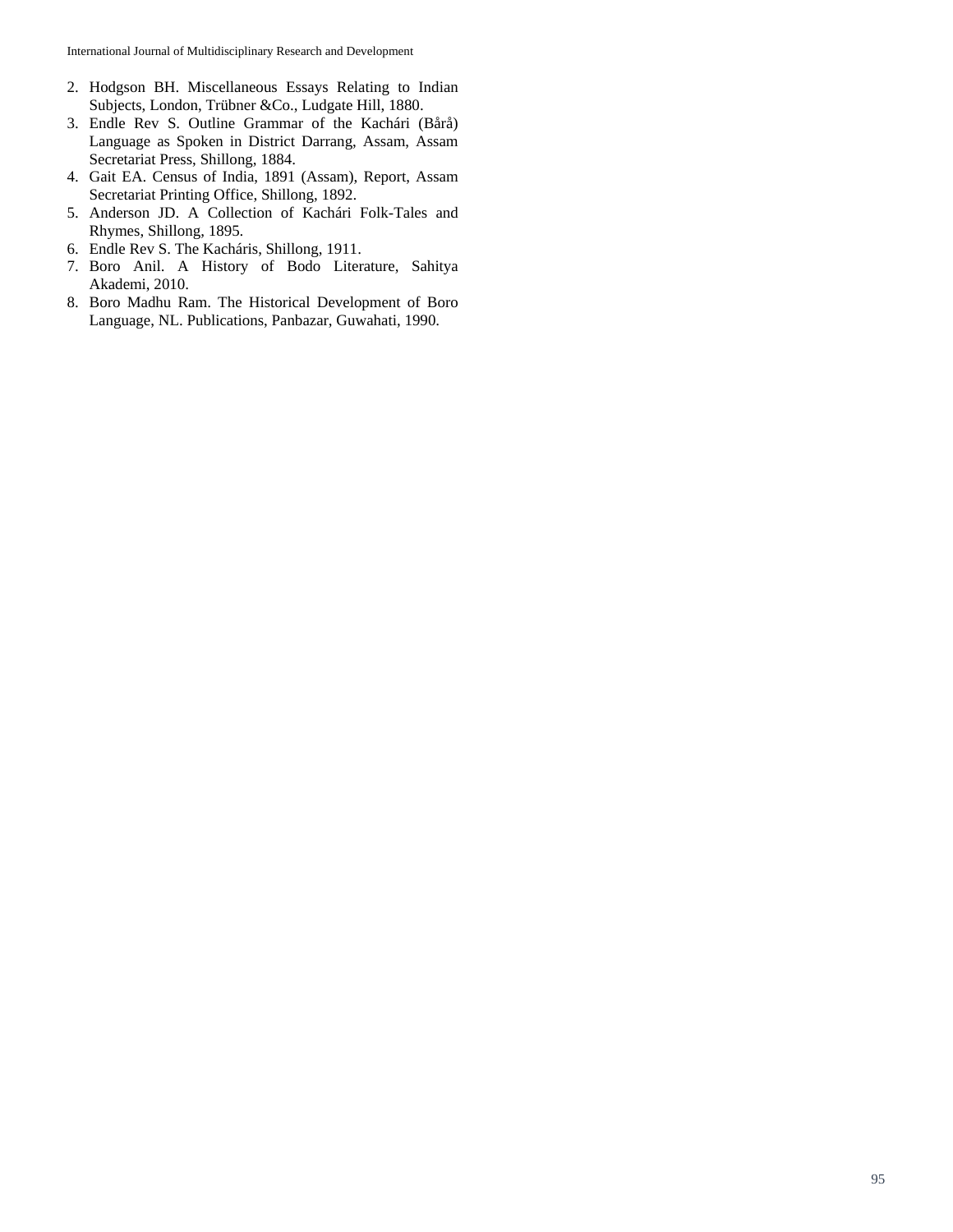2. Hodgson BH. Miscellaneous Essays Relating to Indian Subjects, London, Trübner &Co., Ludgate Hill, 1880.
3. Endle Rev S. Outline Grammar of the Kachári (Bårå) Language as Spoken in District Darrang, Assam, Assam Secretariat Press, Shillong, 1884.
4. Gait EA. Census of India, 1891 (Assam), Report, Assam Secretariat Printing Office, Shillong, 1892.
5. Anderson JD. A Collection of Kachári Folk-Tales and Rhymes, Shillong, 1895.
6. Endle Rev S. The Kacháris, Shillong, 1911.
7. Boro Anil. A History of Bodo Literature, Sahitya Akademi, 2010.
8. Boro Madhu Ram. The Historical Development of Boro Language, NL. Publications, Panbazar, Guwahati, 1990.